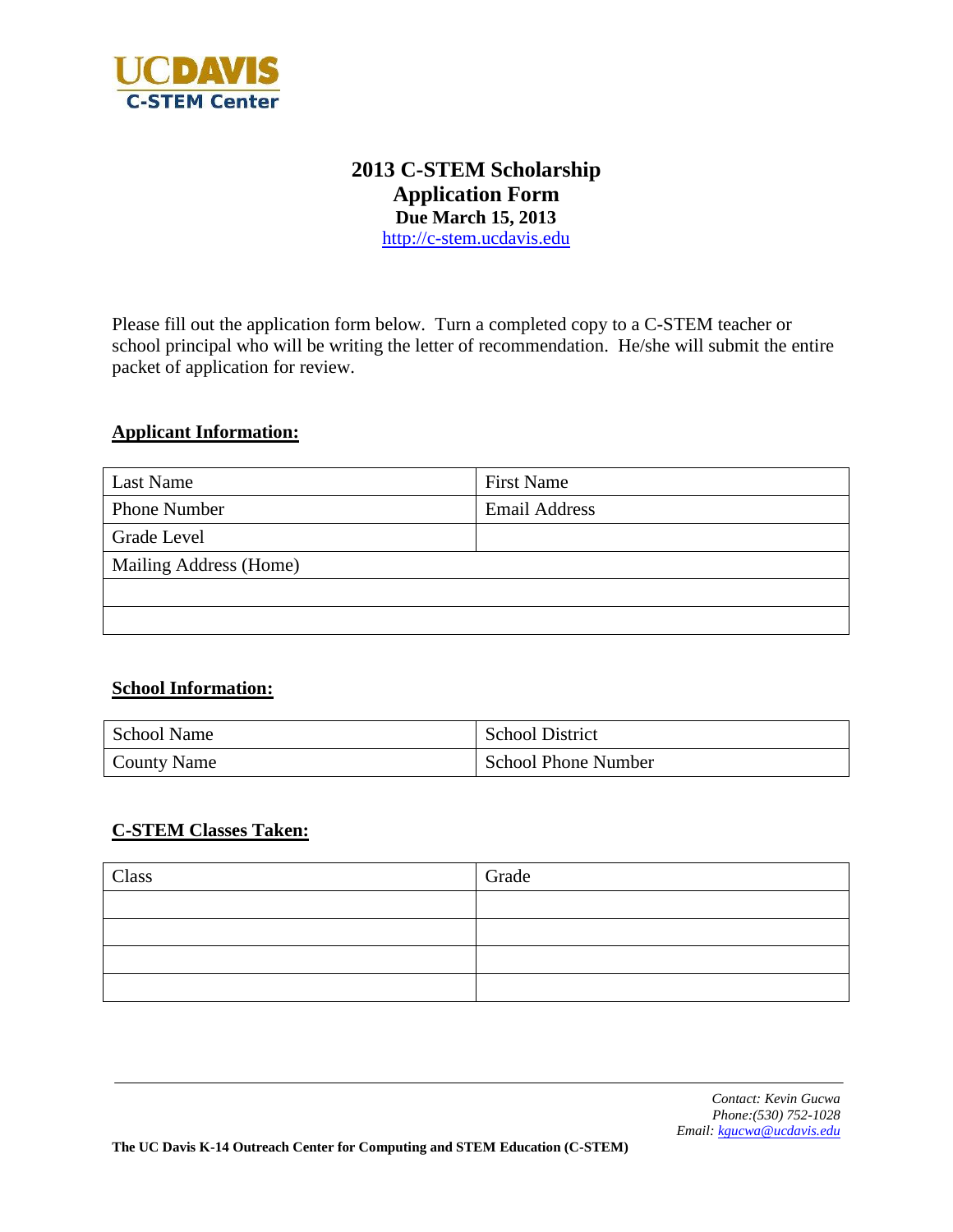UCDAVIS
C-STEM Center

# 2013 C-STEM Scholarship Application Form

**Due March 15, 2013**

http://c-stem.ucdavis.edu

Please fill out the application form below. Turn a completed copy to a C-STEM teacher or school principal who will be writing the letter of recommendation. He/she will submit the entire packet of application for review.

## Applicant Information:

| Last Name | First Name |
|---|---|
| Phone Number | Email Address |
| Grade Level | |
| Mailing Address (Home) | |
| | |
| | |

## School Information:

| School Name | School District |
|---|---|
| County Name | School Phone Number |

## C-STEM Classes Taken:

| Class | Grade |
|---|---|
| | |
| | |
| | |
| | |

*Contact: Kevin Gucwa*
*Phone:(530) 752-1028*
*Email: kgucwa@ucdavis.edu*

**The UC Davis K-14 Outreach Center for Computing and STEM Education (C-STEM)**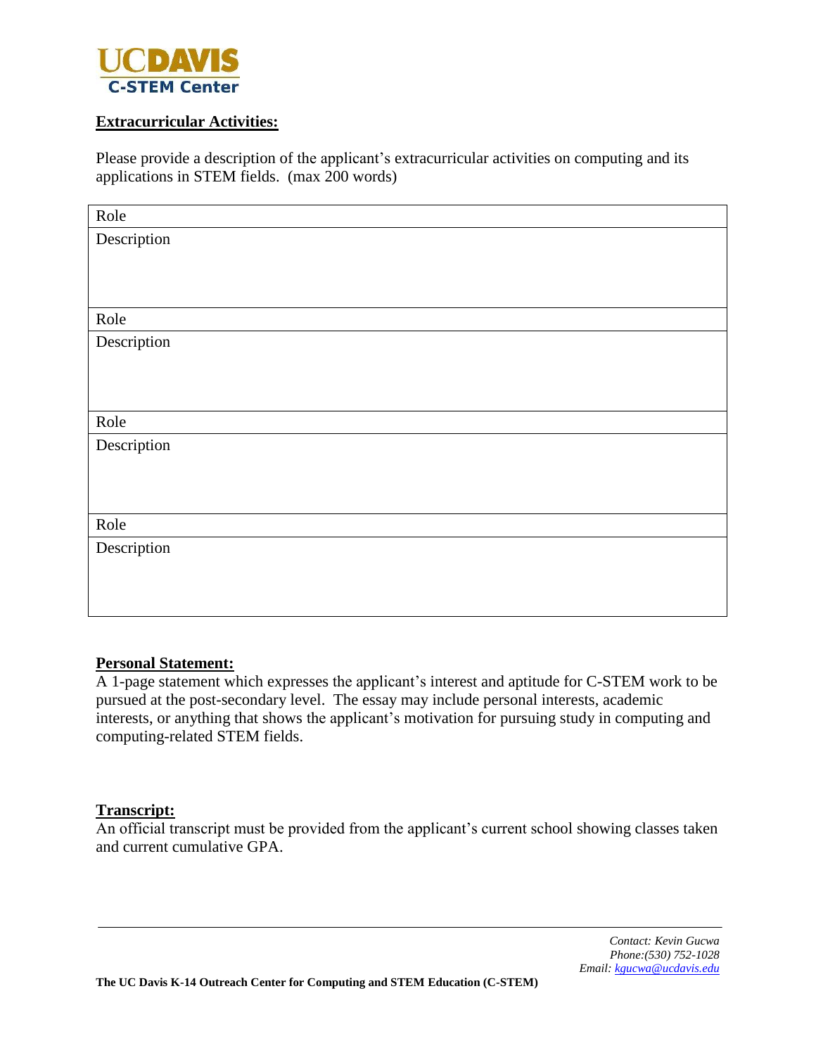UC DAVIS
C-STEM Center

**Extracurricular Activities:**

Please provide a description of the applicant's extracurricular activities on computing and its applications in STEM fields. (max 200 words)

| Role |
|---|
| Description |
| Role |
| Description |
| Role |
| Description |
| Role |
| Description |

**Personal Statement:**

A 1-page statement which expresses the applicant's interest and aptitude for C-STEM work to be pursued at the post-secondary level. The essay may include personal interests, academic interests, or anything that shows the applicant's motivation for pursuing study in computing and computing-related STEM fields.

**Transcript:**

An official transcript must be provided from the applicant's current school showing classes taken and current cumulative GPA.

*Contact: Kevin Gucwa*
*Phone:(530) 752-1028*
*Email: kgucwa@ucdavis.edu*

**The UC Davis K-14 Outreach Center for Computing and STEM Education (C-STEM)**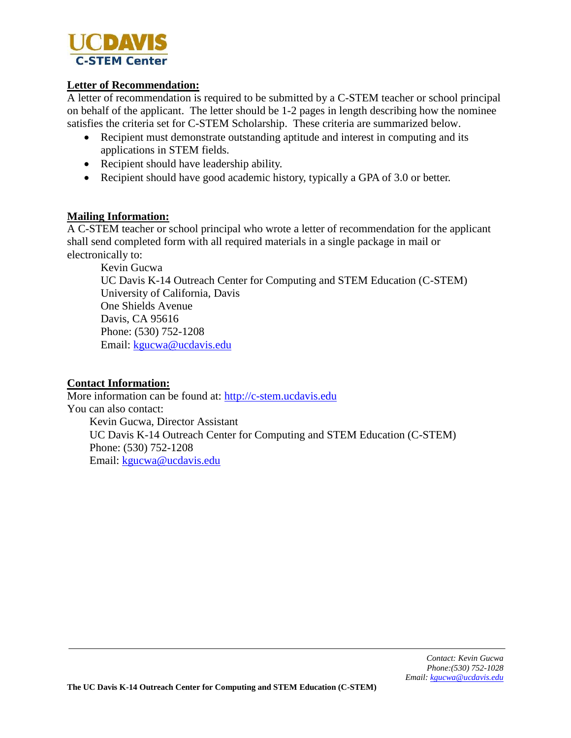**UCDAVIS**
**C-STEM Center**

**Letter of Recommendation:**

A letter of recommendation is required to be submitted by a C-STEM teacher or school principal on behalf of the applicant. The letter should be 1-2 pages in length describing how the nominee satisfies the criteria set for C-STEM Scholarship. These criteria are summarized below.

- Recipient must demonstrate outstanding aptitude and interest in computing and its applications in STEM fields.
- Recipient should have leadership ability.
- Recipient should have good academic history, typically a GPA of 3.0 or better.

**Mailing Information:**

A C-STEM teacher or school principal who wrote a letter of recommendation for the applicant shall send completed form with all required materials in a single package in mail or electronically to:

Kevin Gucwa
UC Davis K-14 Outreach Center for Computing and STEM Education (C-STEM)
University of California, Davis
One Shields Avenue
Davis, CA 95616
Phone: (530) 752-1208
Email: kgucwa@ucdavis.edu

**Contact Information:**

More information can be found at: http://c-stem.ucdavis.edu
You can also contact:

Kevin Gucwa, Director Assistant
UC Davis K-14 Outreach Center for Computing and STEM Education (C-STEM)
Phone: (530) 752-1208
Email: kgucwa@ucdavis.edu